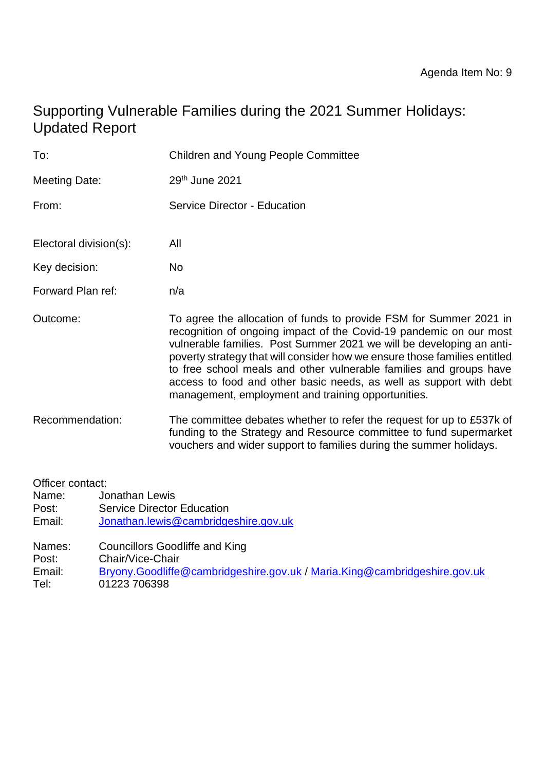Agenda Item No: 9

# Supporting Vulnerable Families during the 2021 Summer Holidays: Updated Report

To: Children and Young People Committee

Meeting Date: 29th June 2021

From: Service Director - Education

Electoral division(s): All

Key decision: No

Forward Plan ref: n/a

Outcome: To agree the allocation of funds to provide FSM for Summer 2021 in recognition of ongoing impact of the Covid-19 pandemic on our most vulnerable families. Post Summer 2021 we will be developing an anti-poverty strategy that will consider how we ensure those families entitled to free school meals and other vulnerable families and groups have access to food and other basic needs, as well as support with debt management, employment and training opportunities.

Recommendation: The committee debates whether to refer the request for up to £537k of funding to the Strategy and Resource committee to fund supermarket vouchers and wider support to families during the summer holidays.

Officer contact:
Name: Jonathan Lewis
Post: Service Director Education
Email: Jonathan.lewis@cambridgeshire.gov.uk

Names: Councillors Goodliffe and King
Post: Chair/Vice-Chair
Email: Bryony.Goodliffe@cambridgeshire.gov.uk / Maria.King@cambridgeshire.gov.uk
Tel: 01223 706398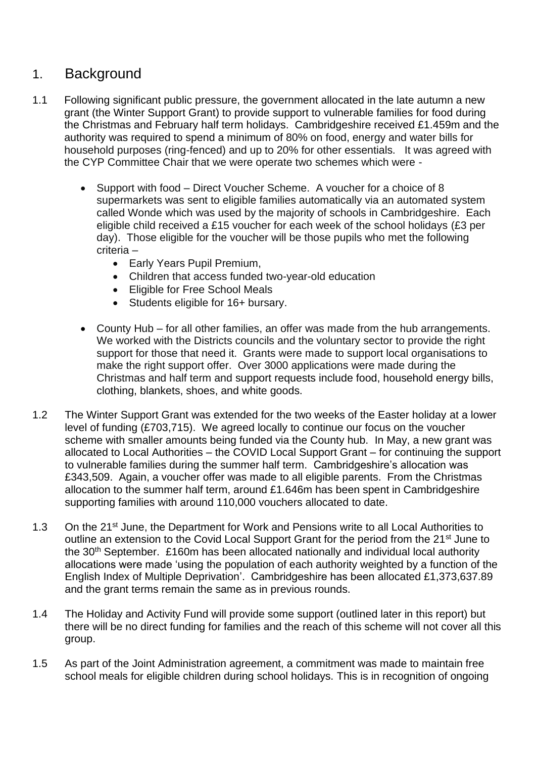## 1. Background

1.1 Following significant public pressure, the government allocated in the late autumn a new grant (the Winter Support Grant) to provide support to vulnerable families for food during the Christmas and February half term holidays. Cambridgeshire received £1.459m and the authority was required to spend a minimum of 80% on food, energy and water bills for household purposes (ring-fenced) and up to 20% for other essentials. It was agreed with the CYP Committee Chair that we were operate two schemes which were -

- Support with food – Direct Voucher Scheme. A voucher for a choice of 8 supermarkets was sent to eligible families automatically via an automated system called Wonde which was used by the majority of schools in Cambridgeshire. Each eligible child received a £15 voucher for each week of the school holidays (£3 per day). Those eligible for the voucher will be those pupils who met the following criteria –
  - Early Years Pupil Premium,
  - Children that access funded two-year-old education
  - Eligible for Free School Meals
  - Students eligible for 16+ bursary.
- County Hub – for all other families, an offer was made from the hub arrangements. We worked with the Districts councils and the voluntary sector to provide the right support for those that need it. Grants were made to support local organisations to make the right support offer. Over 3000 applications were made during the Christmas and half term and support requests include food, household energy bills, clothing, blankets, shoes, and white goods.

1.2 The Winter Support Grant was extended for the two weeks of the Easter holiday at a lower level of funding (£703,715). We agreed locally to continue our focus on the voucher scheme with smaller amounts being funded via the County hub. In May, a new grant was allocated to Local Authorities – the COVID Local Support Grant – for continuing the support to vulnerable families during the summer half term. Cambridgeshire's allocation was £343,509. Again, a voucher offer was made to all eligible parents. From the Christmas allocation to the summer half term, around £1.646m has been spent in Cambridgeshire supporting families with around 110,000 vouchers allocated to date.

1.3 On the 21st June, the Department for Work and Pensions write to all Local Authorities to outline an extension to the Covid Local Support Grant for the period from the 21st June to the 30th September. £160m has been allocated nationally and individual local authority allocations were made 'using the population of each authority weighted by a function of the English Index of Multiple Deprivation'. Cambridgeshire has been allocated £1,373,637.89 and the grant terms remain the same as in previous rounds.

1.4 The Holiday and Activity Fund will provide some support (outlined later in this report) but there will be no direct funding for families and the reach of this scheme will not cover all this group.

1.5 As part of the Joint Administration agreement, a commitment was made to maintain free school meals for eligible children during school holidays. This is in recognition of ongoing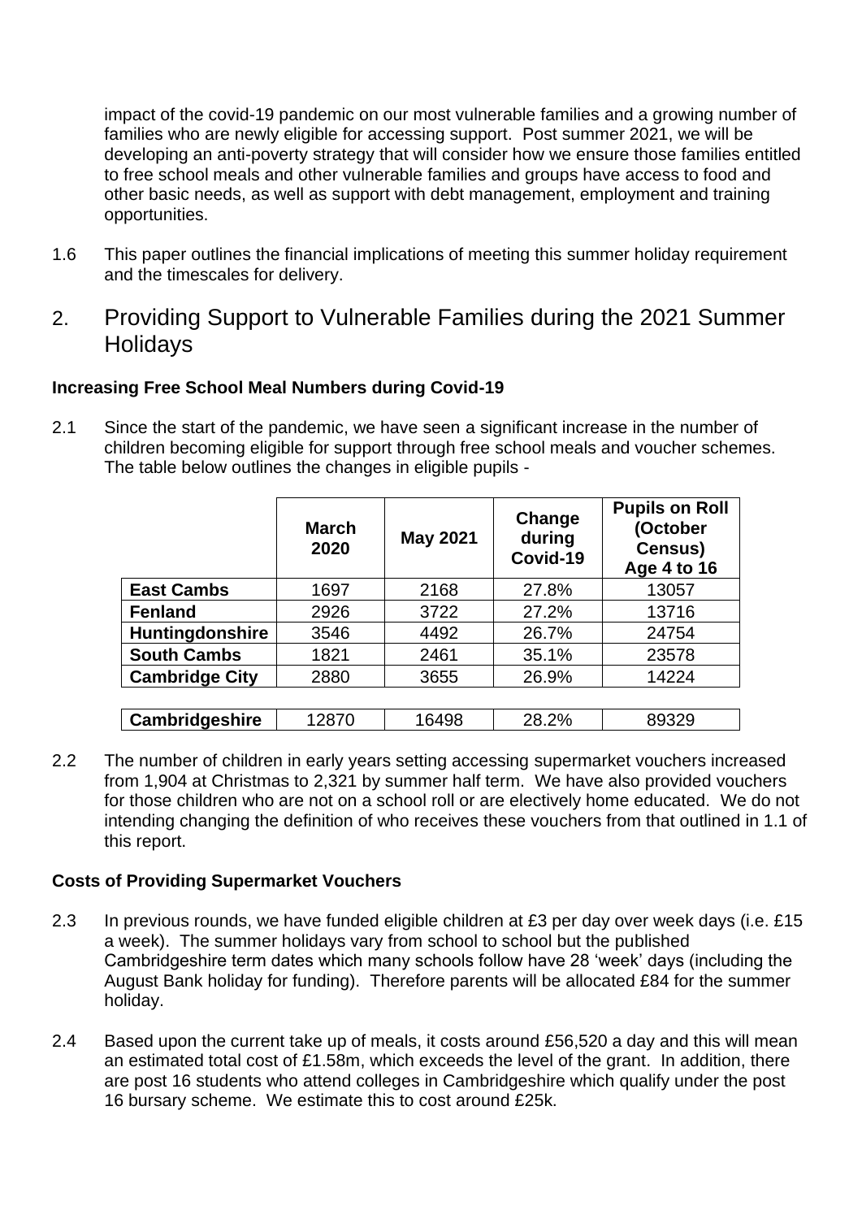impact of the covid-19 pandemic on our most vulnerable families and a growing number of families who are newly eligible for accessing support. Post summer 2021, we will be developing an anti-poverty strategy that will consider how we ensure those families entitled to free school meals and other vulnerable families and groups have access to food and other basic needs, as well as support with debt management, employment and training opportunities.

1.6 This paper outlines the financial implications of meeting this summer holiday requirement and the timescales for delivery.

## 2. Providing Support to Vulnerable Families during the 2021 Summer Holidays

### Increasing Free School Meal Numbers during Covid-19

2.1 Since the start of the pandemic, we have seen a significant increase in the number of children becoming eligible for support through free school meals and voucher schemes. The table below outlines the changes in eligible pupils -

| | March 2020 | May 2021 | Change during Covid-19 | Pupils on Roll (October Census) Age 4 to 16 |
|---|---|---|---|---|
| **East Cambs** | 1697 | 2168 | 27.8% | 13057 |
| **Fenland** | 2926 | 3722 | 27.2% | 13716 |
| **Huntingdonshire** | 3546 | 4492 | 26.7% | 24754 |
| **South Cambs** | 1821 | 2461 | 35.1% | 23578 |
| **Cambridge City** | 2880 | 3655 | 26.9% | 14224 |
| | | | | |
| **Cambridgeshire** | 12870 | 16498 | 28.2% | 89329 |

2.2 The number of children in early years setting accessing supermarket vouchers increased from 1,904 at Christmas to 2,321 by summer half term. We have also provided vouchers for those children who are not on a school roll or are electively home educated. We do not intending changing the definition of who receives these vouchers from that outlined in 1.1 of this report.

### Costs of Providing Supermarket Vouchers

2.3 In previous rounds, we have funded eligible children at £3 per day over week days (i.e. £15 a week). The summer holidays vary from school to school but the published Cambridgeshire term dates which many schools follow have 28 'week' days (including the August Bank holiday for funding). Therefore parents will be allocated £84 for the summer holiday.

2.4 Based upon the current take up of meals, it costs around £56,520 a day and this will mean an estimated total cost of £1.58m, which exceeds the level of the grant. In addition, there are post 16 students who attend colleges in Cambridgeshire which qualify under the post 16 bursary scheme. We estimate this to cost around £25k.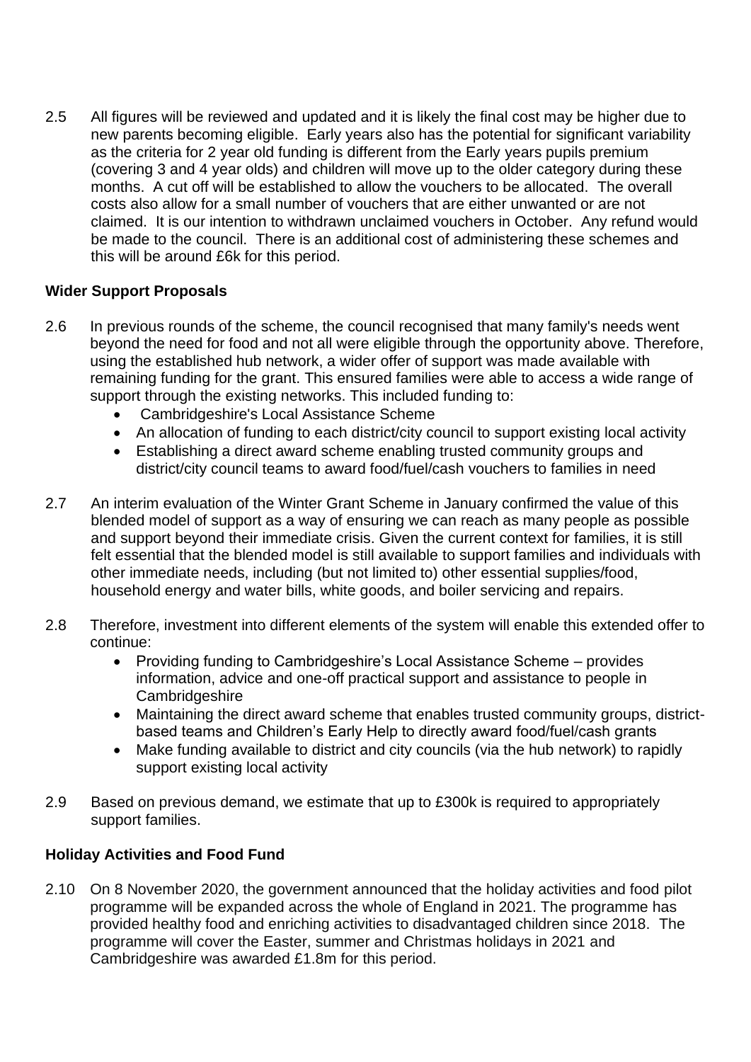2.5 All figures will be reviewed and updated and it is likely the final cost may be higher due to new parents becoming eligible. Early years also has the potential for significant variability as the criteria for 2 year old funding is different from the Early years pupils premium (covering 3 and 4 year olds) and children will move up to the older category during these months. A cut off will be established to allow the vouchers to be allocated. The overall costs also allow for a small number of vouchers that are either unwanted or are not claimed. It is our intention to withdrawn unclaimed vouchers in October. Any refund would be made to the council. There is an additional cost of administering these schemes and this will be around £6k for this period.

**Wider Support Proposals**

2.6 In previous rounds of the scheme, the council recognised that many family's needs went beyond the need for food and not all were eligible through the opportunity above. Therefore, using the established hub network, a wider offer of support was made available with remaining funding for the grant. This ensured families were able to access a wide range of support through the existing networks. This included funding to:

- Cambridgeshire's Local Assistance Scheme
- An allocation of funding to each district/city council to support existing local activity
- Establishing a direct award scheme enabling trusted community groups and district/city council teams to award food/fuel/cash vouchers to families in need

2.7 An interim evaluation of the Winter Grant Scheme in January confirmed the value of this blended model of support as a way of ensuring we can reach as many people as possible and support beyond their immediate crisis. Given the current context for families, it is still felt essential that the blended model is still available to support families and individuals with other immediate needs, including (but not limited to) other essential supplies/food, household energy and water bills, white goods, and boiler servicing and repairs.

2.8 Therefore, investment into different elements of the system will enable this extended offer to continue:

- Providing funding to Cambridgeshire's Local Assistance Scheme – provides information, advice and one-off practical support and assistance to people in Cambridgeshire
- Maintaining the direct award scheme that enables trusted community groups, district-based teams and Children's Early Help to directly award food/fuel/cash grants
- Make funding available to district and city councils (via the hub network) to rapidly support existing local activity

2.9 Based on previous demand, we estimate that up to £300k is required to appropriately support families.

**Holiday Activities and Food Fund**

2.10 On 8 November 2020, the government announced that the holiday activities and food pilot programme will be expanded across the whole of England in 2021. The programme has provided healthy food and enriching activities to disadvantaged children since 2018. The programme will cover the Easter, summer and Christmas holidays in 2021 and Cambridgeshire was awarded £1.8m for this period.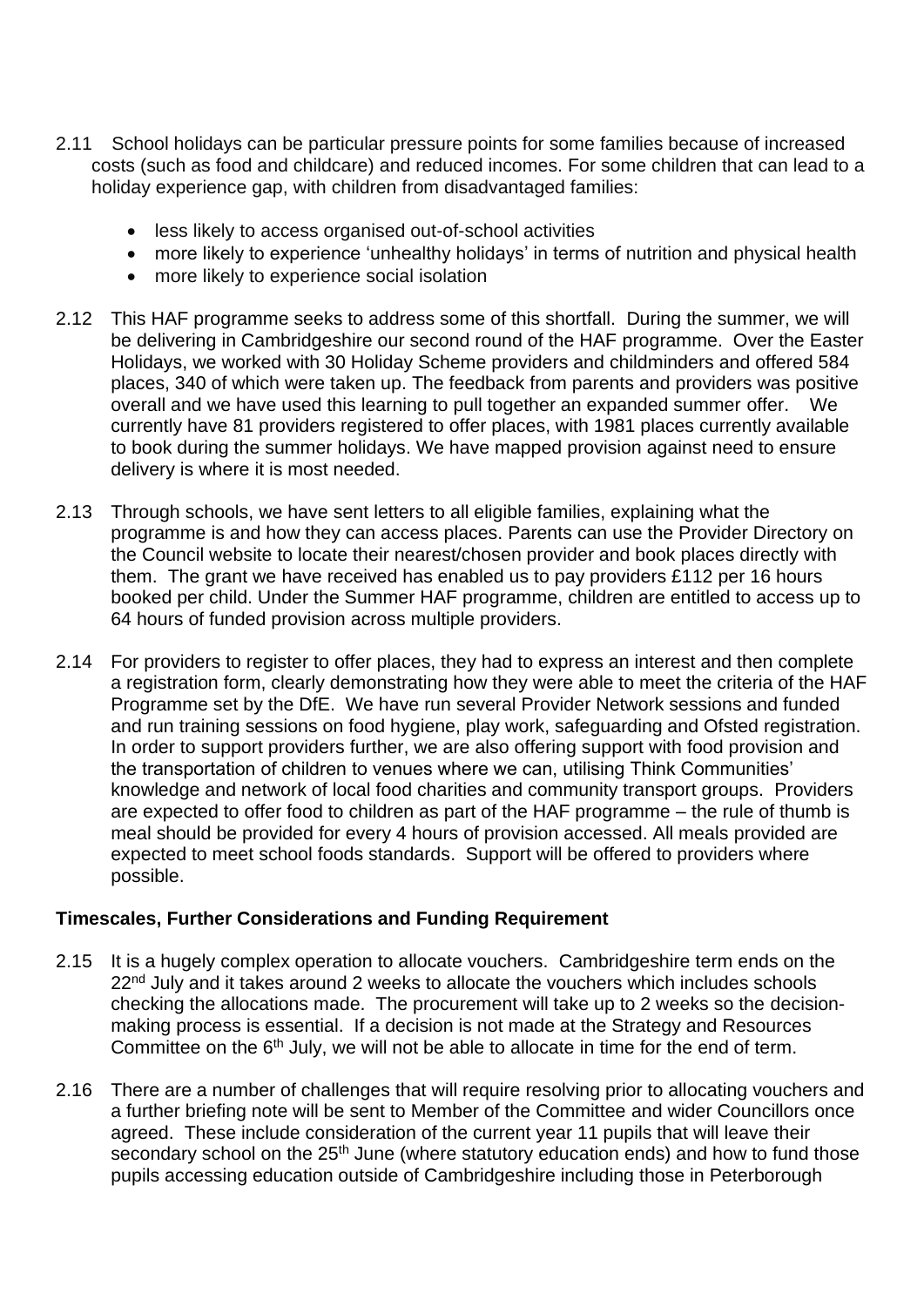2.11 School holidays can be particular pressure points for some families because of increased costs (such as food and childcare) and reduced incomes. For some children that can lead to a holiday experience gap, with children from disadvantaged families:

- less likely to access organised out-of-school activities
- more likely to experience 'unhealthy holidays' in terms of nutrition and physical health
- more likely to experience social isolation

2.12 This HAF programme seeks to address some of this shortfall. During the summer, we will be delivering in Cambridgeshire our second round of the HAF programme. Over the Easter Holidays, we worked with 30 Holiday Scheme providers and childminders and offered 584 places, 340 of which were taken up. The feedback from parents and providers was positive overall and we have used this learning to pull together an expanded summer offer. We currently have 81 providers registered to offer places, with 1981 places currently available to book during the summer holidays. We have mapped provision against need to ensure delivery is where it is most needed.

2.13 Through schools, we have sent letters to all eligible families, explaining what the programme is and how they can access places. Parents can use the Provider Directory on the Council website to locate their nearest/chosen provider and book places directly with them. The grant we have received has enabled us to pay providers £112 per 16 hours booked per child. Under the Summer HAF programme, children are entitled to access up to 64 hours of funded provision across multiple providers.

2.14 For providers to register to offer places, they had to express an interest and then complete a registration form, clearly demonstrating how they were able to meet the criteria of the HAF Programme set by the DfE. We have run several Provider Network sessions and funded and run training sessions on food hygiene, play work, safeguarding and Ofsted registration. In order to support providers further, we are also offering support with food provision and the transportation of children to venues where we can, utilising Think Communities' knowledge and network of local food charities and community transport groups. Providers are expected to offer food to children as part of the HAF programme – the rule of thumb is meal should be provided for every 4 hours of provision accessed. All meals provided are expected to meet school foods standards. Support will be offered to providers where possible.

**Timescales, Further Considerations and Funding Requirement**

2.15 It is a hugely complex operation to allocate vouchers. Cambridgeshire term ends on the 22nd July and it takes around 2 weeks to allocate the vouchers which includes schools checking the allocations made. The procurement will take up to 2 weeks so the decision-making process is essential. If a decision is not made at the Strategy and Resources Committee on the 6th July, we will not be able to allocate in time for the end of term.

2.16 There are a number of challenges that will require resolving prior to allocating vouchers and a further briefing note will be sent to Member of the Committee and wider Councillors once agreed. These include consideration of the current year 11 pupils that will leave their secondary school on the 25th June (where statutory education ends) and how to fund those pupils accessing education outside of Cambridgeshire including those in Peterborough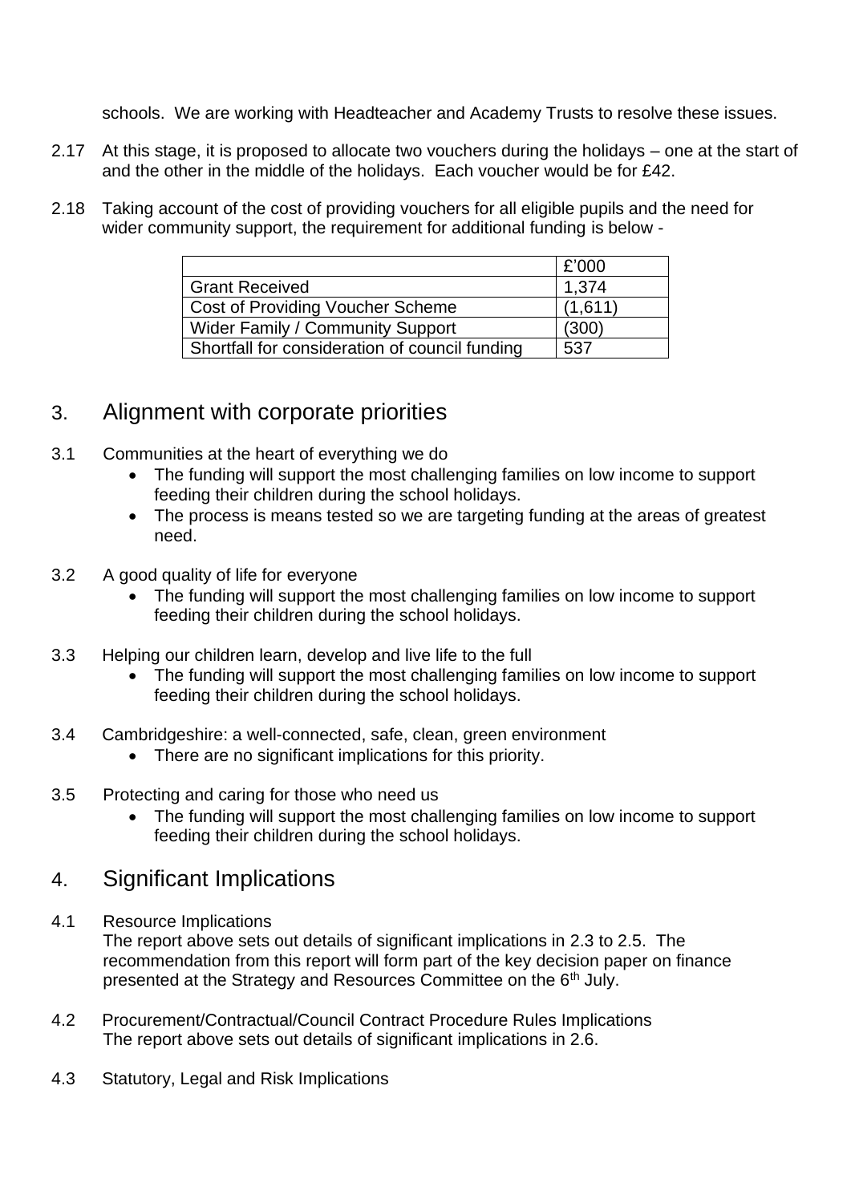schools. We are working with Headteacher and Academy Trusts to resolve these issues.

2.17 At this stage, it is proposed to allocate two vouchers during the holidays – one at the start of and the other in the middle of the holidays. Each voucher would be for £42.

2.18 Taking account of the cost of providing vouchers for all eligible pupils and the need for wider community support, the requirement for additional funding is below -

| | £'000 |
|---|---|
| Grant Received | 1,374 |
| Cost of Providing Voucher Scheme | (1,611) |
| Wider Family / Community Support | (300) |
| Shortfall for consideration of council funding | 537 |

## 3. Alignment with corporate priorities

3.1 Communities at the heart of everything we do

- The funding will support the most challenging families on low income to support feeding their children during the school holidays.
- The process is means tested so we are targeting funding at the areas of greatest need.

3.2 A good quality of life for everyone

- The funding will support the most challenging families on low income to support feeding their children during the school holidays.

3.3 Helping our children learn, develop and live life to the full

- The funding will support the most challenging families on low income to support feeding their children during the school holidays.

3.4 Cambridgeshire: a well-connected, safe, clean, green environment

- There are no significant implications for this priority.

3.5 Protecting and caring for those who need us

- The funding will support the most challenging families on low income to support feeding their children during the school holidays.

## 4. Significant Implications

4.1 Resource Implications
The report above sets out details of significant implications in 2.3 to 2.5. The recommendation from this report will form part of the key decision paper on finance presented at the Strategy and Resources Committee on the 6th July.

4.2 Procurement/Contractual/Council Contract Procedure Rules Implications
The report above sets out details of significant implications in 2.6.

4.3 Statutory, Legal and Risk Implications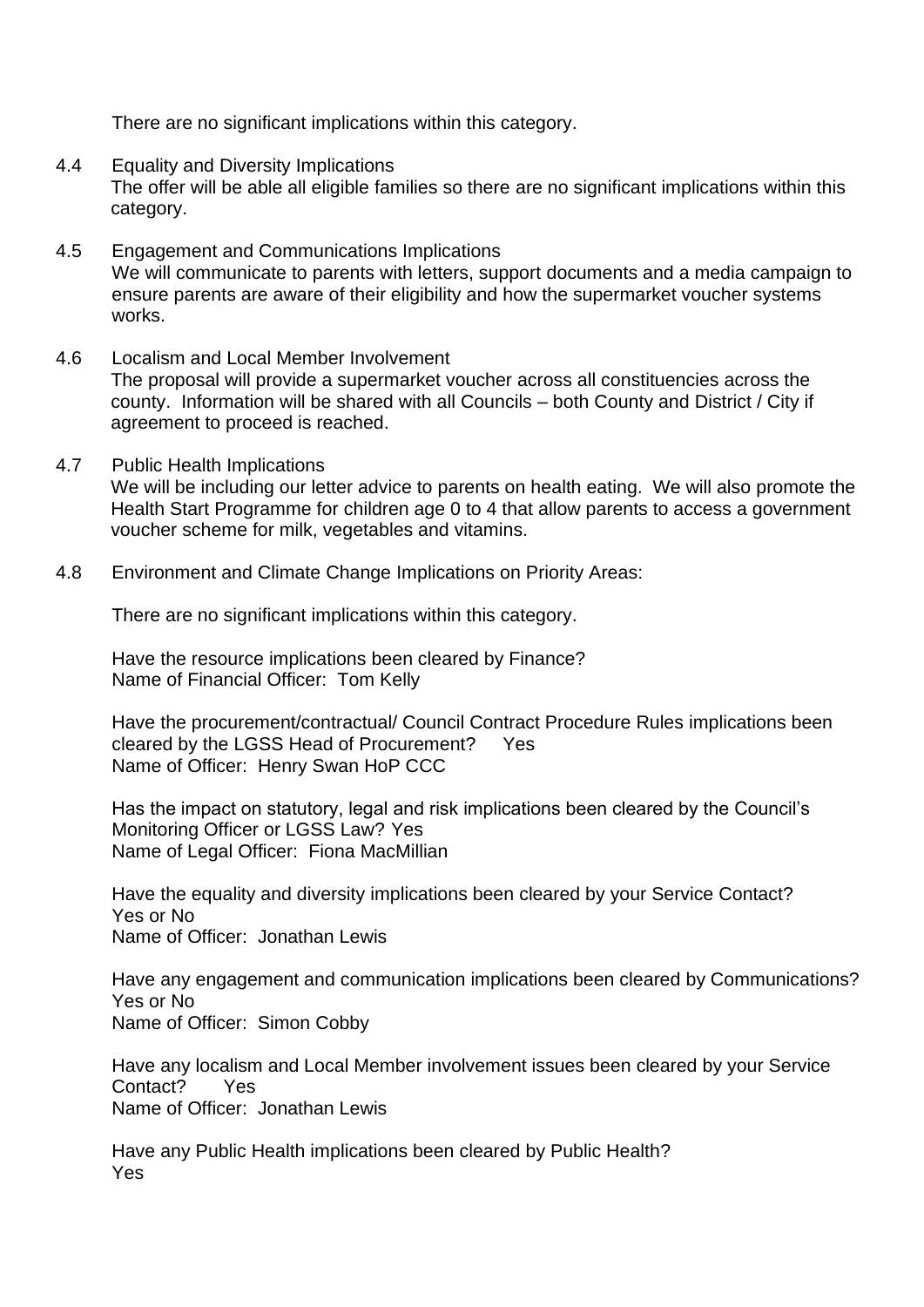There are no significant implications within this category.

4.4 Equality and Diversity Implications
The offer will be able all eligible families so there are no significant implications within this category.

4.5 Engagement and Communications Implications
We will communicate to parents with letters, support documents and a media campaign to ensure parents are aware of their eligibility and how the supermarket voucher systems works.

4.6 Localism and Local Member Involvement
The proposal will provide a supermarket voucher across all constituencies across the county. Information will be shared with all Councils – both County and District / City if agreement to proceed is reached.

4.7 Public Health Implications
We will be including our letter advice to parents on health eating. We will also promote the Health Start Programme for children age 0 to 4 that allow parents to access a government voucher scheme for milk, vegetables and vitamins.

4.8 Environment and Climate Change Implications on Priority Areas:

There are no significant implications within this category.

Have the resource implications been cleared by Finance?
Name of Financial Officer: Tom Kelly

Have the procurement/contractual/ Council Contract Procedure Rules implications been cleared by the LGSS Head of Procurement? Yes
Name of Officer: Henry Swan HoP CCC

Has the impact on statutory, legal and risk implications been cleared by the Council's Monitoring Officer or LGSS Law? Yes
Name of Legal Officer: Fiona MacMillian

Have the equality and diversity implications been cleared by your Service Contact?
Yes or No
Name of Officer: Jonathan Lewis

Have any engagement and communication implications been cleared by Communications?
Yes or No
Name of Officer: Simon Cobby

Have any localism and Local Member involvement issues been cleared by your Service Contact? Yes
Name of Officer: Jonathan Lewis

Have any Public Health implications been cleared by Public Health?
Yes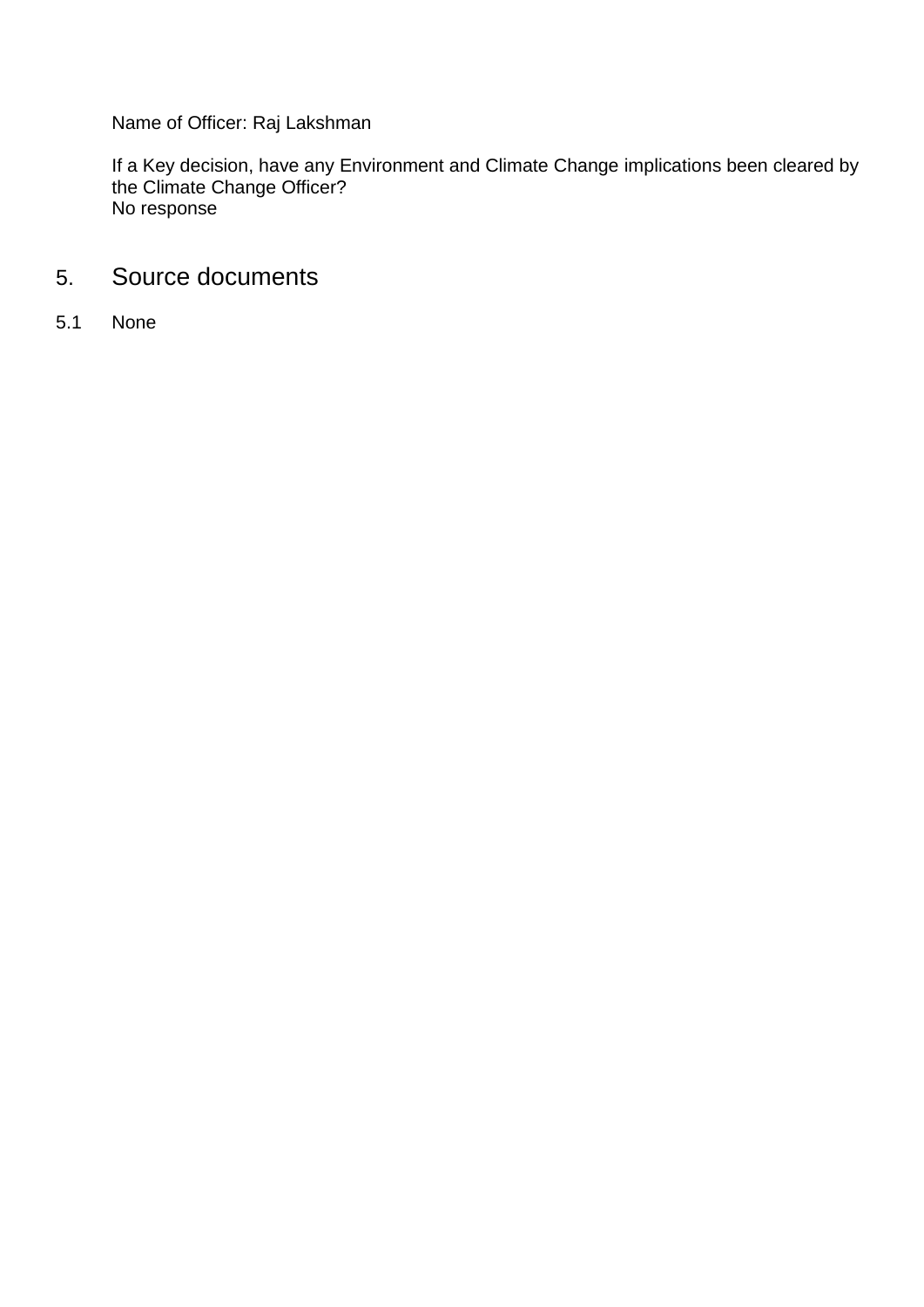Name of Officer: Raj Lakshman

If a Key decision, have any Environment and Climate Change implications been cleared by the Climate Change Officer?
No response

## 5. Source documents

5.1 None